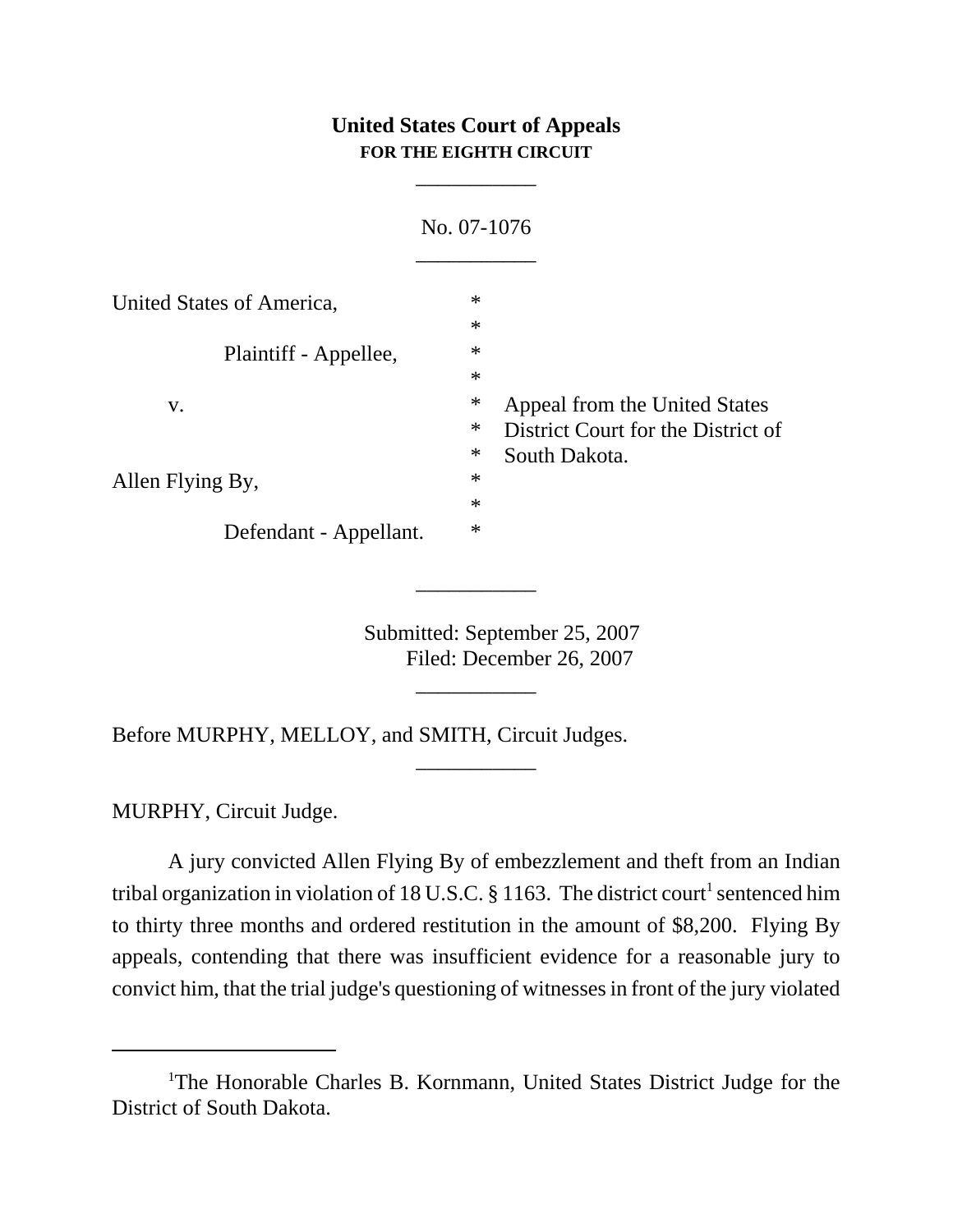# United States Court of Appeals
## FOR THE EIGHTH CIRCUIT

---

No. 07-1076

---

| | | |
|---|---|---|
| United States of America, | * | |
| | * | |
| Plaintiff - Appellee, | * | |
| | * | |
| v. | * | Appeal from the United States |
| | * | District Court for the District of |
| | * | South Dakota. |
| Allen Flying By, | * | |
| | * | |
| Defendant - Appellant. | * | |

---

Submitted: September 25, 2007
Filed: December 26, 2007

---

Before MURPHY, MELLOY, and SMITH, Circuit Judges.

---

MURPHY, Circuit Judge.

A jury convicted Allen Flying By of embezzlement and theft from an Indian tribal organization in violation of 18 U.S.C. § 1163. The district court[1] sentenced him to thirty three months and ordered restitution in the amount of $8,200. Flying By appeals, contending that there was insufficient evidence for a reasonable jury to convict him, that the trial judge's questioning of witnesses in front of the jury violated

---

[1]The Honorable Charles B. Kornmann, United States District Judge for the District of South Dakota.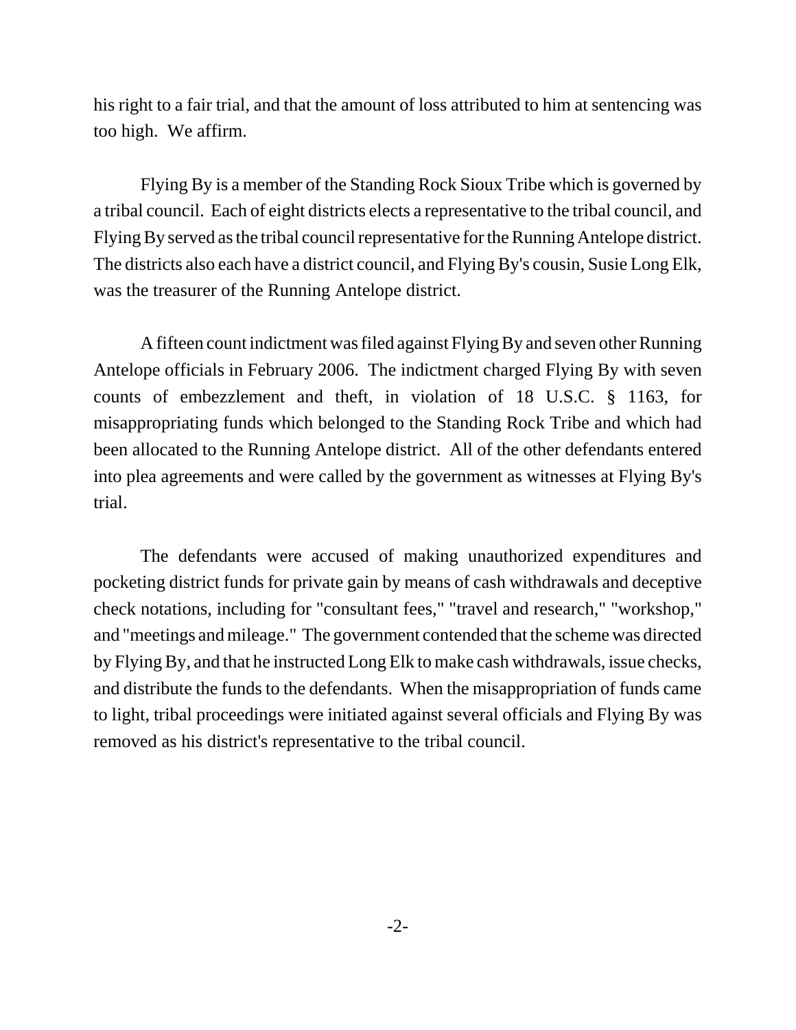his right to a fair trial, and that the amount of loss attributed to him at sentencing was too high. We affirm.

Flying By is a member of the Standing Rock Sioux Tribe which is governed by a tribal council. Each of eight districts elects a representative to the tribal council, and Flying By served as the tribal council representative for the Running Antelope district. The districts also each have a district council, and Flying By's cousin, Susie Long Elk, was the treasurer of the Running Antelope district.

A fifteen count indictment was filed against Flying By and seven other Running Antelope officials in February 2006. The indictment charged Flying By with seven counts of embezzlement and theft, in violation of 18 U.S.C. § 1163, for misappropriating funds which belonged to the Standing Rock Tribe and which had been allocated to the Running Antelope district. All of the other defendants entered into plea agreements and were called by the government as witnesses at Flying By's trial.

The defendants were accused of making unauthorized expenditures and pocketing district funds for private gain by means of cash withdrawals and deceptive check notations, including for "consultant fees," "travel and research," "workshop," and "meetings and mileage." The government contended that the scheme was directed by Flying By, and that he instructed Long Elk to make cash withdrawals, issue checks, and distribute the funds to the defendants. When the misappropriation of funds came to light, tribal proceedings were initiated against several officials and Flying By was removed as his district's representative to the tribal council.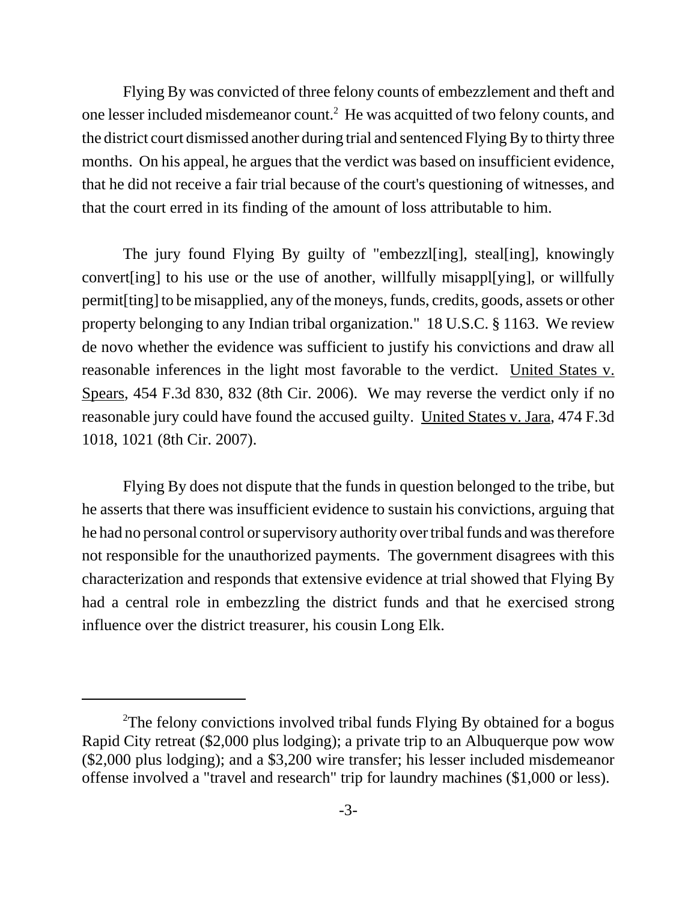Flying By was convicted of three felony counts of embezzlement and theft and one lesser included misdemeanor count.[2] He was acquitted of two felony counts, and the district court dismissed another during trial and sentenced Flying By to thirty three months. On his appeal, he argues that the verdict was based on insufficient evidence, that he did not receive a fair trial because of the court's questioning of witnesses, and that the court erred in its finding of the amount of loss attributable to him.

The jury found Flying By guilty of "embezzl[ing], steal[ing], knowingly convert[ing] to his use or the use of another, willfully misappl[ying], or willfully permit[ting] to be misapplied, any of the moneys, funds, credits, goods, assets or other property belonging to any Indian tribal organization." 18 U.S.C. § 1163. We review de novo whether the evidence was sufficient to justify his convictions and draw all reasonable inferences in the light most favorable to the verdict. United States v. Spears, 454 F.3d 830, 832 (8th Cir. 2006). We may reverse the verdict only if no reasonable jury could have found the accused guilty. United States v. Jara, 474 F.3d 1018, 1021 (8th Cir. 2007).

Flying By does not dispute that the funds in question belonged to the tribe, but he asserts that there was insufficient evidence to sustain his convictions, arguing that he had no personal control or supervisory authority over tribal funds and was therefore not responsible for the unauthorized payments. The government disagrees with this characterization and responds that extensive evidence at trial showed that Flying By had a central role in embezzling the district funds and that he exercised strong influence over the district treasurer, his cousin Long Elk.

---

[2] The felony convictions involved tribal funds Flying By obtained for a bogus Rapid City retreat ($2,000 plus lodging); a private trip to an Albuquerque pow wow ($2,000 plus lodging); and a $3,200 wire transfer; his lesser included misdemeanor offense involved a "travel and research" trip for laundry machines ($1,000 or less).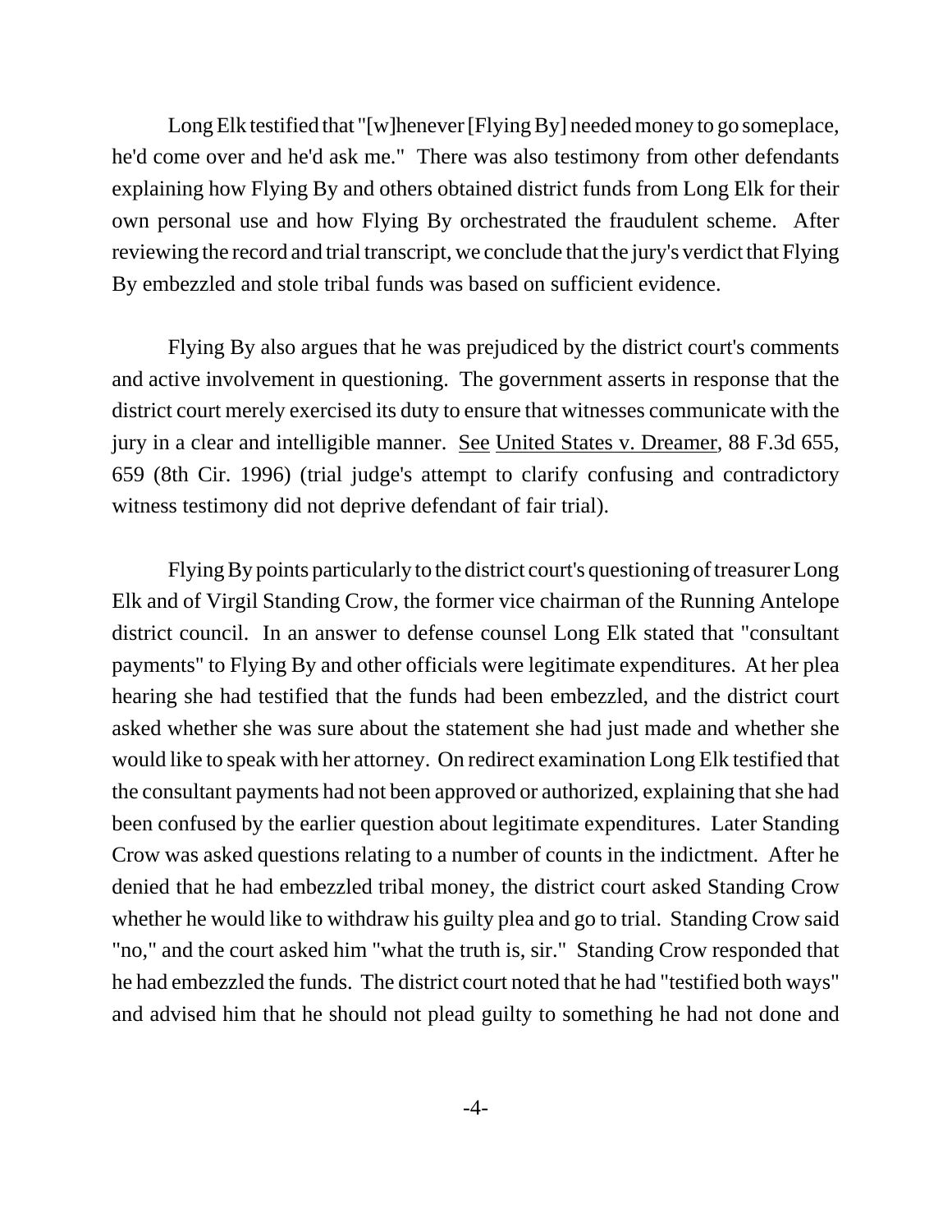Long Elk testified that "[w]henever [Flying By] needed money to go someplace, he'd come over and he'd ask me." There was also testimony from other defendants explaining how Flying By and others obtained district funds from Long Elk for their own personal use and how Flying By orchestrated the fraudulent scheme. After reviewing the record and trial transcript, we conclude that the jury's verdict that Flying By embezzled and stole tribal funds was based on sufficient evidence.

Flying By also argues that he was prejudiced by the district court's comments and active involvement in questioning. The government asserts in response that the district court merely exercised its duty to ensure that witnesses communicate with the jury in a clear and intelligible manner. See United States v. Dreamer, 88 F.3d 655, 659 (8th Cir. 1996) (trial judge's attempt to clarify confusing and contradictory witness testimony did not deprive defendant of fair trial).

Flying By points particularly to the district court's questioning of treasurer Long Elk and of Virgil Standing Crow, the former vice chairman of the Running Antelope district council. In an answer to defense counsel Long Elk stated that "consultant payments" to Flying By and other officials were legitimate expenditures. At her plea hearing she had testified that the funds had been embezzled, and the district court asked whether she was sure about the statement she had just made and whether she would like to speak with her attorney. On redirect examination Long Elk testified that the consultant payments had not been approved or authorized, explaining that she had been confused by the earlier question about legitimate expenditures. Later Standing Crow was asked questions relating to a number of counts in the indictment. After he denied that he had embezzled tribal money, the district court asked Standing Crow whether he would like to withdraw his guilty plea and go to trial. Standing Crow said "no," and the court asked him "what the truth is, sir." Standing Crow responded that he had embezzled the funds. The district court noted that he had "testified both ways" and advised him that he should not plead guilty to something he had not done and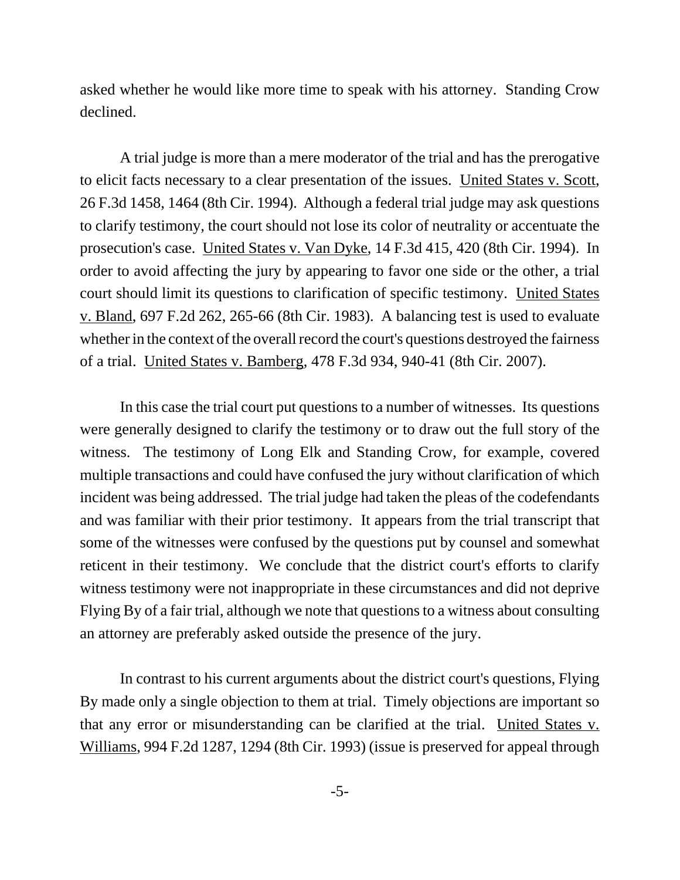asked whether he would like more time to speak with his attorney. Standing Crow declined.

A trial judge is more than a mere moderator of the trial and has the prerogative to elicit facts necessary to a clear presentation of the issues. United States v. Scott, 26 F.3d 1458, 1464 (8th Cir. 1994). Although a federal trial judge may ask questions to clarify testimony, the court should not lose its color of neutrality or accentuate the prosecution's case. United States v. Van Dyke, 14 F.3d 415, 420 (8th Cir. 1994). In order to avoid affecting the jury by appearing to favor one side or the other, a trial court should limit its questions to clarification of specific testimony. United States v. Bland, 697 F.2d 262, 265-66 (8th Cir. 1983). A balancing test is used to evaluate whether in the context of the overall record the court's questions destroyed the fairness of a trial. United States v. Bamberg, 478 F.3d 934, 940-41 (8th Cir. 2007).

In this case the trial court put questions to a number of witnesses. Its questions were generally designed to clarify the testimony or to draw out the full story of the witness. The testimony of Long Elk and Standing Crow, for example, covered multiple transactions and could have confused the jury without clarification of which incident was being addressed. The trial judge had taken the pleas of the codefendants and was familiar with their prior testimony. It appears from the trial transcript that some of the witnesses were confused by the questions put by counsel and somewhat reticent in their testimony. We conclude that the district court's efforts to clarify witness testimony were not inappropriate in these circumstances and did not deprive Flying By of a fair trial, although we note that questions to a witness about consulting an attorney are preferably asked outside the presence of the jury.

In contrast to his current arguments about the district court's questions, Flying By made only a single objection to them at trial. Timely objections are important so that any error or misunderstanding can be clarified at the trial. United States v. Williams, 994 F.2d 1287, 1294 (8th Cir. 1993) (issue is preserved for appeal through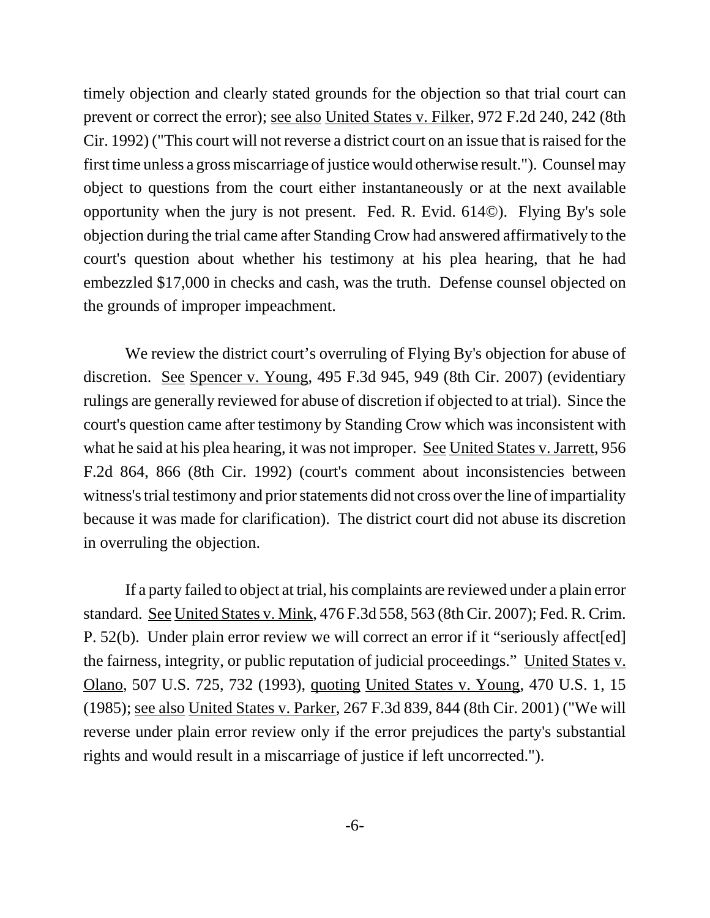timely objection and clearly stated grounds for the objection so that trial court can prevent or correct the error); see also United States v. Filker, 972 F.2d 240, 242 (8th Cir. 1992) ("This court will not reverse a district court on an issue that is raised for the first time unless a gross miscarriage of justice would otherwise result."). Counsel may object to questions from the court either instantaneously or at the next available opportunity when the jury is not present. Fed. R. Evid. 614©). Flying By's sole objection during the trial came after Standing Crow had answered affirmatively to the court's question about whether his testimony at his plea hearing, that he had embezzled $17,000 in checks and cash, was the truth. Defense counsel objected on the grounds of improper impeachment.

We review the district court's overruling of Flying By's objection for abuse of discretion. See Spencer v. Young, 495 F.3d 945, 949 (8th Cir. 2007) (evidentiary rulings are generally reviewed for abuse of discretion if objected to at trial). Since the court's question came after testimony by Standing Crow which was inconsistent with what he said at his plea hearing, it was not improper. See United States v. Jarrett, 956 F.2d 864, 866 (8th Cir. 1992) (court's comment about inconsistencies between witness's trial testimony and prior statements did not cross over the line of impartiality because it was made for clarification). The district court did not abuse its discretion in overruling the objection.

If a party failed to object at trial, his complaints are reviewed under a plain error standard. See United States v. Mink, 476 F.3d 558, 563 (8th Cir. 2007); Fed. R. Crim. P. 52(b). Under plain error review we will correct an error if it "seriously affect[ed] the fairness, integrity, or public reputation of judicial proceedings." United States v. Olano, 507 U.S. 725, 732 (1993), quoting United States v. Young, 470 U.S. 1, 15 (1985); see also United States v. Parker, 267 F.3d 839, 844 (8th Cir. 2001) ("We will reverse under plain error review only if the error prejudices the party's substantial rights and would result in a miscarriage of justice if left uncorrected.").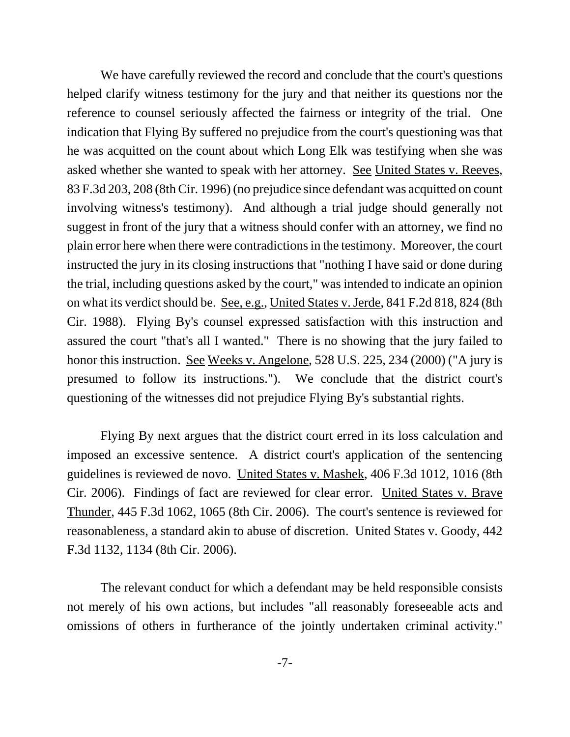We have carefully reviewed the record and conclude that the court's questions helped clarify witness testimony for the jury and that neither its questions nor the reference to counsel seriously affected the fairness or integrity of the trial. One indication that Flying By suffered no prejudice from the court's questioning was that he was acquitted on the count about which Long Elk was testifying when she was asked whether she wanted to speak with her attorney. See United States v. Reeves, 83 F.3d 203, 208 (8th Cir. 1996) (no prejudice since defendant was acquitted on count involving witness's testimony). And although a trial judge should generally not suggest in front of the jury that a witness should confer with an attorney, we find no plain error here when there were contradictions in the testimony. Moreover, the court instructed the jury in its closing instructions that "nothing I have said or done during the trial, including questions asked by the court," was intended to indicate an opinion on what its verdict should be. See, e.g., United States v. Jerde, 841 F.2d 818, 824 (8th Cir. 1988). Flying By's counsel expressed satisfaction with this instruction and assured the court "that's all I wanted." There is no showing that the jury failed to honor this instruction. See Weeks v. Angelone, 528 U.S. 225, 234 (2000) ("A jury is presumed to follow its instructions."). We conclude that the district court's questioning of the witnesses did not prejudice Flying By's substantial rights.

Flying By next argues that the district court erred in its loss calculation and imposed an excessive sentence. A district court's application of the sentencing guidelines is reviewed de novo. United States v. Mashek, 406 F.3d 1012, 1016 (8th Cir. 2006). Findings of fact are reviewed for clear error. United States v. Brave Thunder, 445 F.3d 1062, 1065 (8th Cir. 2006). The court's sentence is reviewed for reasonableness, a standard akin to abuse of discretion. United States v. Goody, 442 F.3d 1132, 1134 (8th Cir. 2006).

The relevant conduct for which a defendant may be held responsible consists not merely of his own actions, but includes "all reasonably foreseeable acts and omissions of others in furtherance of the jointly undertaken criminal activity."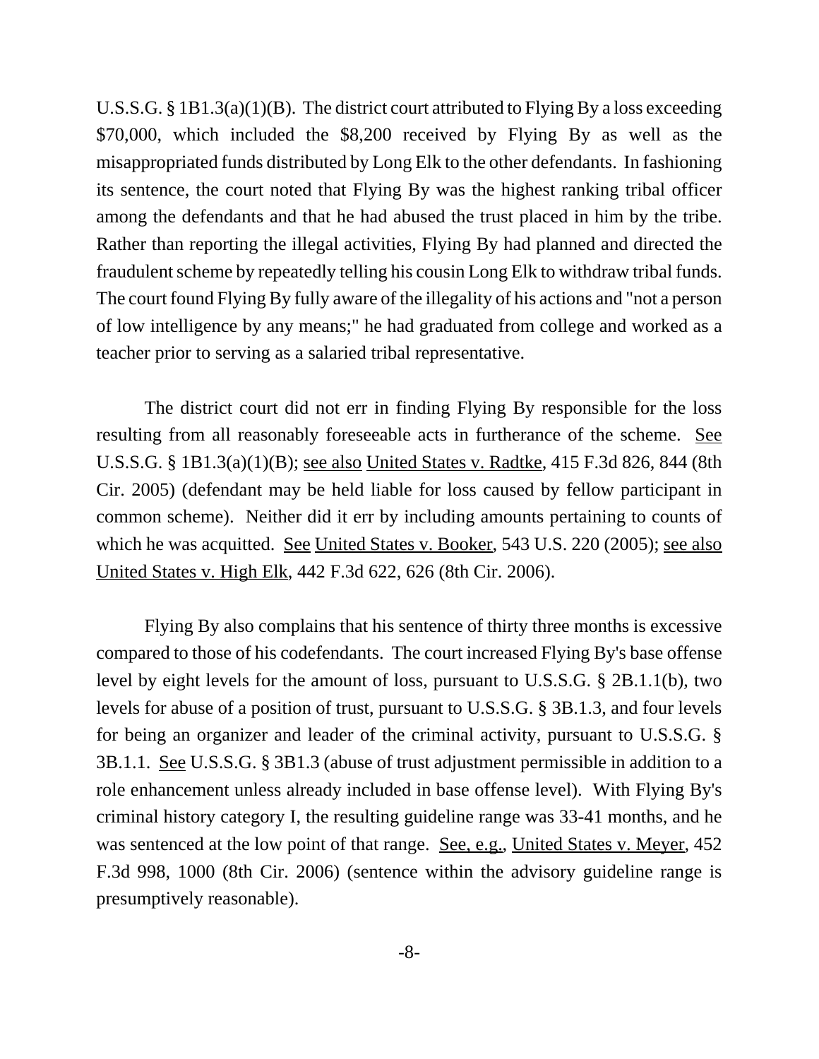U.S.S.G. § 1B1.3(a)(1)(B). The district court attributed to Flying By a loss exceeding $70,000, which included the $8,200 received by Flying By as well as the misappropriated funds distributed by Long Elk to the other defendants. In fashioning its sentence, the court noted that Flying By was the highest ranking tribal officer among the defendants and that he had abused the trust placed in him by the tribe. Rather than reporting the illegal activities, Flying By had planned and directed the fraudulent scheme by repeatedly telling his cousin Long Elk to withdraw tribal funds. The court found Flying By fully aware of the illegality of his actions and "not a person of low intelligence by any means;" he had graduated from college and worked as a teacher prior to serving as a salaried tribal representative.

The district court did not err in finding Flying By responsible for the loss resulting from all reasonably foreseeable acts in furtherance of the scheme. See U.S.S.G. § 1B1.3(a)(1)(B); see also United States v. Radtke, 415 F.3d 826, 844 (8th Cir. 2005) (defendant may be held liable for loss caused by fellow participant in common scheme). Neither did it err by including amounts pertaining to counts of which he was acquitted. See United States v. Booker, 543 U.S. 220 (2005); see also United States v. High Elk, 442 F.3d 622, 626 (8th Cir. 2006).

Flying By also complains that his sentence of thirty three months is excessive compared to those of his codefendants. The court increased Flying By's base offense level by eight levels for the amount of loss, pursuant to U.S.S.G. § 2B.1.1(b), two levels for abuse of a position of trust, pursuant to U.S.S.G. § 3B.1.3, and four levels for being an organizer and leader of the criminal activity, pursuant to U.S.S.G. § 3B.1.1. See U.S.S.G. § 3B1.3 (abuse of trust adjustment permissible in addition to a role enhancement unless already included in base offense level). With Flying By's criminal history category I, the resulting guideline range was 33-41 months, and he was sentenced at the low point of that range. See, e.g., United States v. Meyer, 452 F.3d 998, 1000 (8th Cir. 2006) (sentence within the advisory guideline range is presumptively reasonable).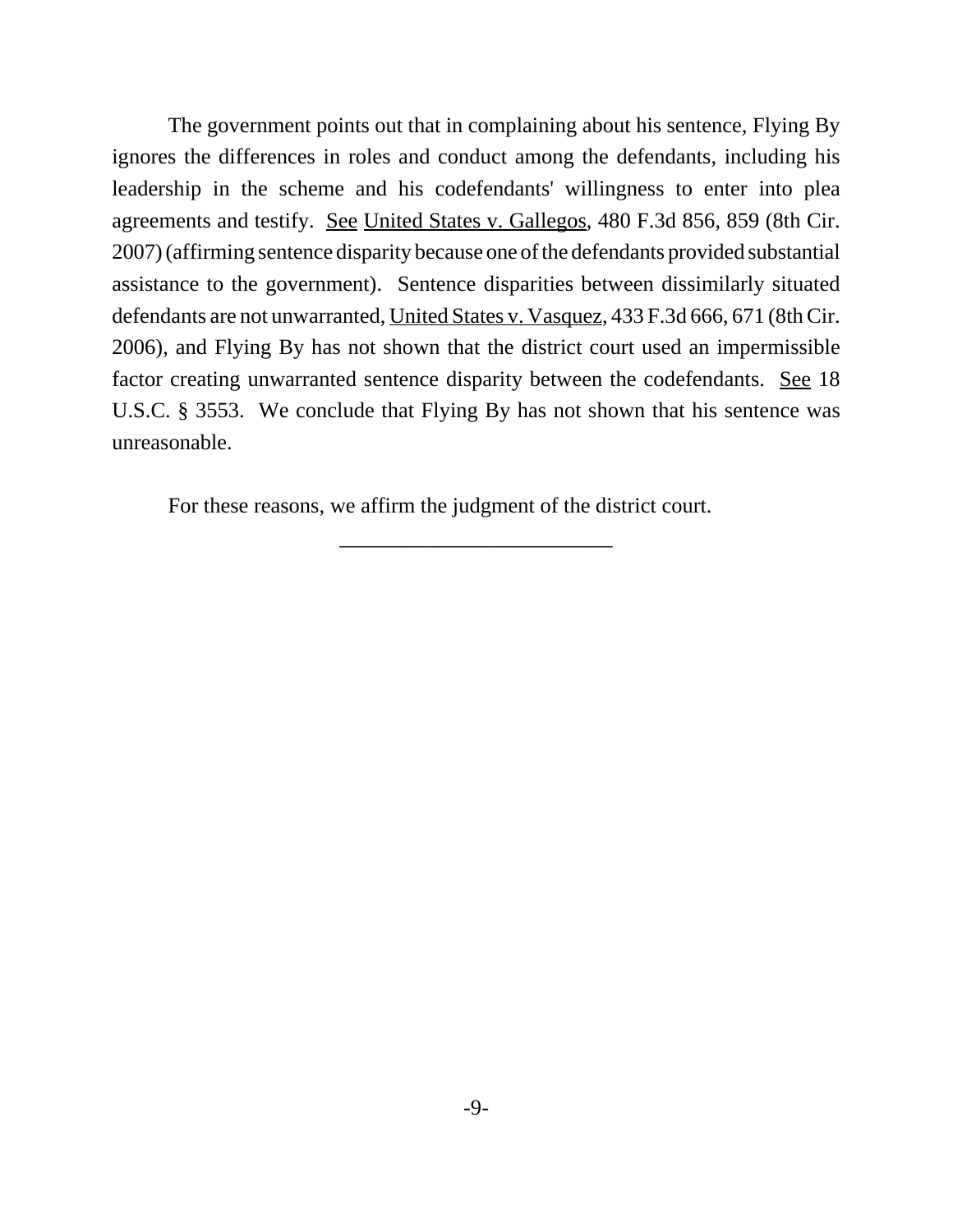The government points out that in complaining about his sentence, Flying By ignores the differences in roles and conduct among the defendants, including his leadership in the scheme and his codefendants' willingness to enter into plea agreements and testify. See United States v. Gallegos, 480 F.3d 856, 859 (8th Cir. 2007) (affirming sentence disparity because one of the defendants provided substantial assistance to the government). Sentence disparities between dissimilarly situated defendants are not unwarranted, United States v. Vasquez, 433 F.3d 666, 671 (8th Cir. 2006), and Flying By has not shown that the district court used an impermissible factor creating unwarranted sentence disparity between the codefendants. See 18 U.S.C. § 3553. We conclude that Flying By has not shown that his sentence was unreasonable.

For these reasons, we affirm the judgment of the district court.

\_\_\_\_\_\_\_\_\_\_\_\_\_\_\_\_\_\_\_\_\_\_\_\_\_\_